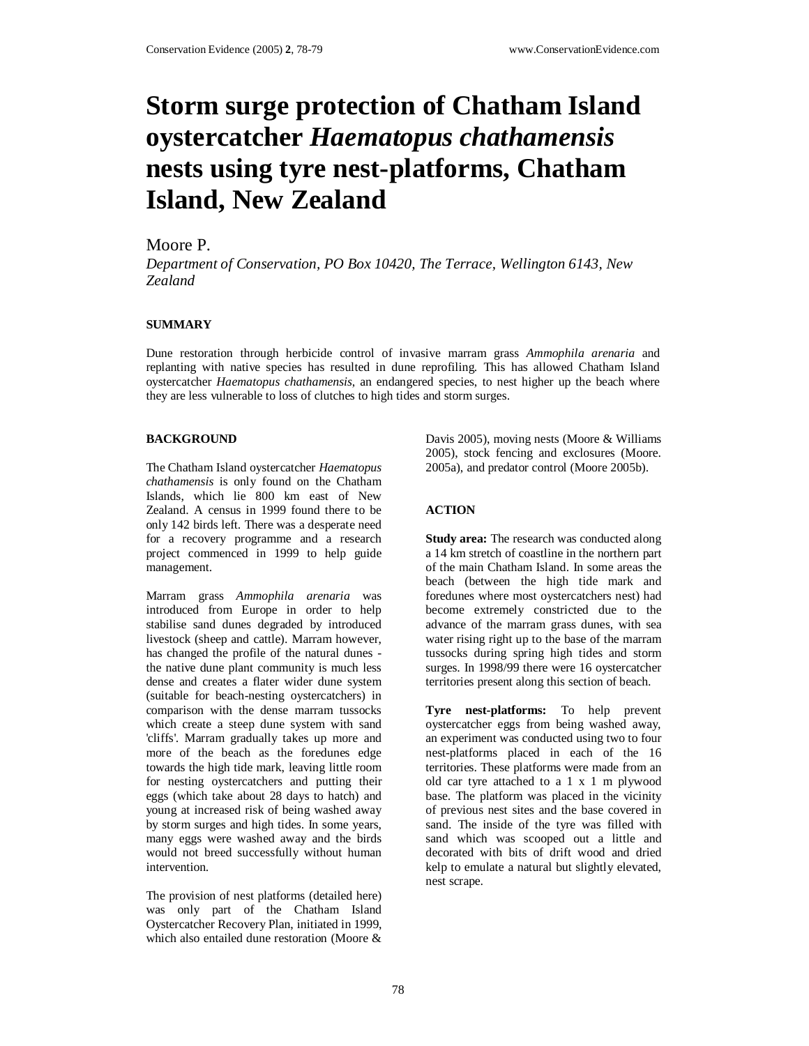# Storm surge protection of Chatham Island oystercatcher *Haematopus chathamensis* nests using tyre nest-platforms, Chatham Island, New Zealand

Moore P.

*Department of Conservation, PO Box 10420, The Terrace, Wellington 6143, New Zealand*

## SUMMARY

Dune restoration through herbicide control of invasive marram grass *Ammophila arenaria* and replanting with native species has resulted in dune reprofiling. This has allowed Chatham Island oystercatcher *Haematopus chathamensis*, an endangered species, to nest higher up the beach where they are less vulnerable to loss of clutches to high tides and storm surges.

## BACKGROUND

The Chatham Island oystercatcher *Haematopus chathamensis* is only found on the Chatham Islands, which lie 800 km east of New Zealand. A census in 1999 found there to be only 142 birds left. There was a desperate need for a recovery programme and a research project commenced in 1999 to help guide management.

Marram grass *Ammophila arenaria* was introduced from Europe in order to help stabilise sand dunes degraded by introduced livestock (sheep and cattle). Marram however, has changed the profile of the natural dunes - the native dune plant community is much less dense and creates a flater wider dune system (suitable for beach-nesting oystercatchers) in comparison with the dense marram tussocks which create a steep dune system with sand 'cliffs'. Marram gradually takes up more and more of the beach as the foredunes edge towards the high tide mark, leaving little room for nesting oystercatchers and putting their eggs (which take about 28 days to hatch) and young at increased risk of being washed away by storm surges and high tides. In some years, many eggs were washed away and the birds would not breed successfully without human intervention.

The provision of nest platforms (detailed here) was only part of the Chatham Island Oystercatcher Recovery Plan, initiated in 1999, which also entailed dune restoration (Moore & Davis 2005), moving nests (Moore & Williams 2005), stock fencing and exclosures (Moore. 2005a), and predator control (Moore 2005b).

## ACTION

**Study area:** The research was conducted along a 14 km stretch of coastline in the northern part of the main Chatham Island. In some areas the beach (between the high tide mark and foredunes where most oystercatchers nest) had become extremely constricted due to the advance of the marram grass dunes, with sea water rising right up to the base of the marram tussocks during spring high tides and storm surges. In 1998/99 there were 16 oystercatcher territories present along this section of beach.

**Tyre nest-platforms:** To help prevent oystercatcher eggs from being washed away, an experiment was conducted using two to four nest-platforms placed in each of the 16 territories. These platforms were made from an old car tyre attached to a 1 x 1 m plywood base. The platform was placed in the vicinity of previous nest sites and the base covered in sand. The inside of the tyre was filled with sand which was scooped out a little and decorated with bits of drift wood and dried kelp to emulate a natural but slightly elevated, nest scrape.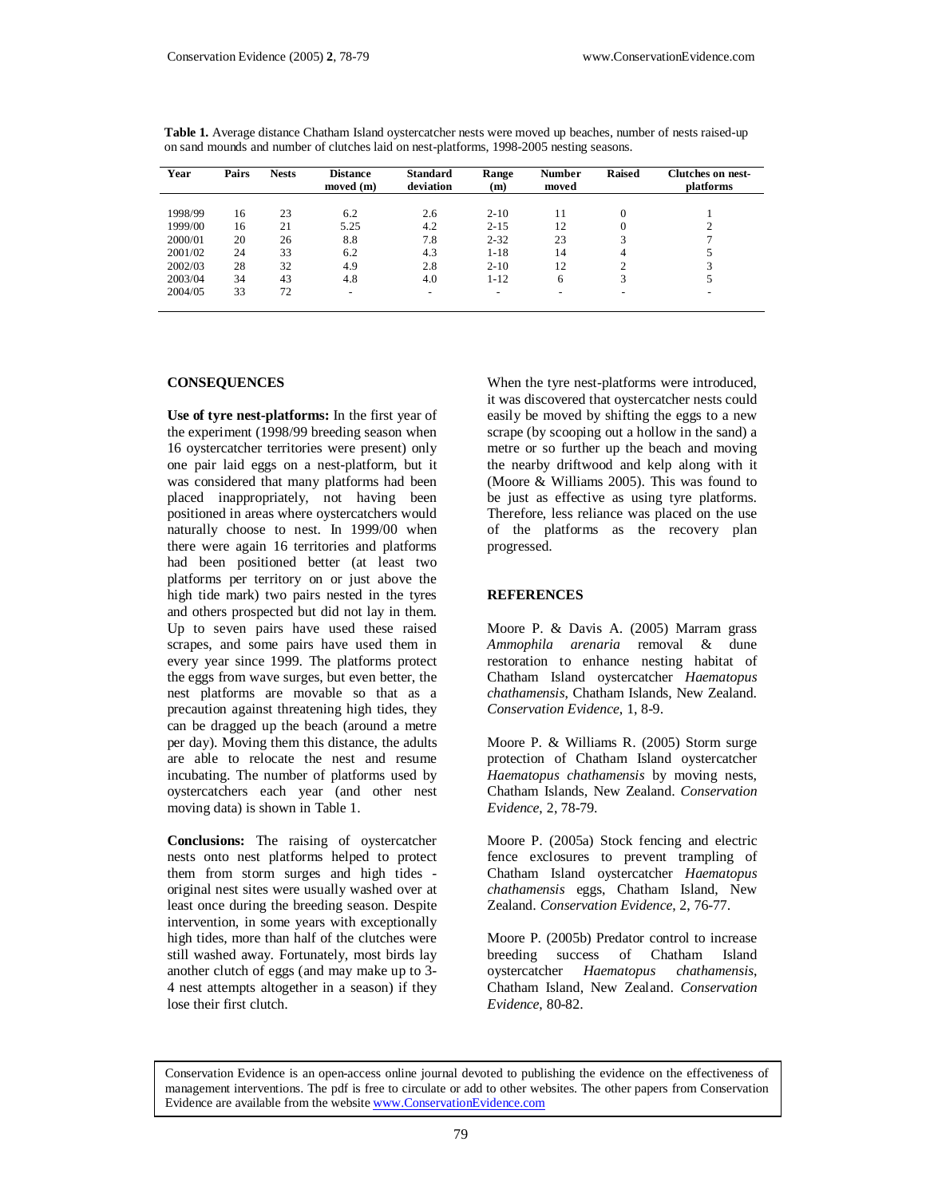**Table 1.** Average distance Chatham Island oystercatcher nests were moved up beaches, number of nests raised-up on sand mounds and number of clutches laid on nest-platforms, 1998-2005 nesting seasons.

| Year | Pairs | Nests | Distance moved (m) | Standard deviation | Range (m) | Number moved | Raised | Clutches on nest-platforms |
|---|---|---|---|---|---|---|---|---|
| 1998/99 | 16 | 23 | 6.2 | 2.6 | 2-10 | 11 | 0 | 1 |
| 1999/00 | 16 | 21 | 5.25 | 4.2 | 2-15 | 12 | 0 | 2 |
| 2000/01 | 20 | 26 | 8.8 | 7.8 | 2-32 | 23 | 3 | 7 |
| 2001/02 | 24 | 33 | 6.2 | 4.3 | 1-18 | 14 | 4 | 5 |
| 2002/03 | 28 | 32 | 4.9 | 2.8 | 2-10 | 12 | 2 | 3 |
| 2003/04 | 34 | 43 | 4.8 | 4.0 | 1-12 | 6 | 3 | 5 |
| 2004/05 | 33 | 72 | - | - | - | - | - | - |

## CONSEQUENCES

**Use of tyre nest-platforms:** In the first year of the experiment (1998/99 breeding season when 16 oystercatcher territories were present) only one pair laid eggs on a nest-platform, but it was considered that many platforms had been placed inappropriately, not having been positioned in areas where oystercatchers would naturally choose to nest. In 1999/00 when there were again 16 territories and platforms had been positioned better (at least two platforms per territory on or just above the high tide mark) two pairs nested in the tyres and others prospected but did not lay in them. Up to seven pairs have used these raised scrapes, and some pairs have used them in every year since 1999. The platforms protect the eggs from wave surges, but even better, the nest platforms are movable so that as a precaution against threatening high tides, they can be dragged up the beach (around a metre per day). Moving them this distance, the adults are able to relocate the nest and resume incubating. The number of platforms used by oystercatchers each year (and other nest moving data) is shown in Table 1.

**Conclusions:** The raising of oystercatcher nests onto nest platforms helped to protect them from storm surges and high tides - original nest sites were usually washed over at least once during the breeding season. Despite intervention, in some years with exceptionally high tides, more than half of the clutches were still washed away. Fortunately, most birds lay another clutch of eggs (and may make up to 3-4 nest attempts altogether in a season) if they lose their first clutch.

When the tyre nest-platforms were introduced, it was discovered that oystercatcher nests could easily be moved by shifting the eggs to a new scrape (by scooping out a hollow in the sand) a metre or so further up the beach and moving the nearby driftwood and kelp along with it (Moore & Williams 2005). This was found to be just as effective as using tyre platforms. Therefore, less reliance was placed on the use of the platforms as the recovery plan progressed.

## REFERENCES

Moore P. & Davis A. (2005) Marram grass *Ammophila arenaria* removal & dune restoration to enhance nesting habitat of Chatham Island oystercatcher *Haematopus chathamensis*, Chatham Islands, New Zealand. *Conservation Evidence*, 1, 8-9.

Moore P. & Williams R. (2005) Storm surge protection of Chatham Island oystercatcher *Haematopus chathamensis* by moving nests, Chatham Islands, New Zealand. *Conservation Evidence*, 2, 78-79.

Moore P. (2005a) Stock fencing and electric fence exclosures to prevent trampling of Chatham Island oystercatcher *Haematopus chathamensis* eggs, Chatham Island, New Zealand. *Conservation Evidence*, 2, 76-77.

Moore P. (2005b) Predator control to increase breeding success of Chatham Island oystercatcher *Haematopus chathamensis*, Chatham Island, New Zealand. *Conservation Evidence*, 80-82.

Conservation Evidence is an open-access online journal devoted to publishing the evidence on the effectiveness of management interventions. The pdf is free to circulate or add to other websites. The other papers from Conservation Evidence are available from the website www.ConservationEvidence.com